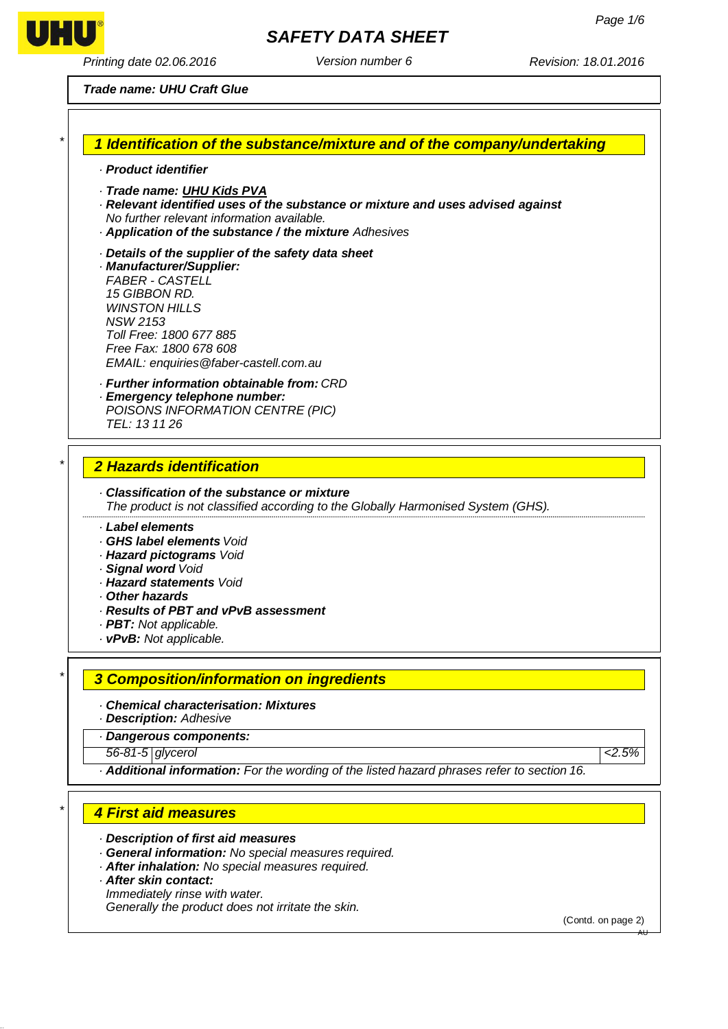# SAFETY DATA SHEET

Printing date 02.06.2016 | Version number 6 | Revision: 18.01.2016

**Trade name: UHU Craft Glue**

## * 1 Identification of the substance/mixture and of the company/undertaking

· **Product identifier**

· **Trade name: UHU Kids PVA**

· **Relevant identified uses of the substance or mixture and uses advised against**
No further relevant information available.

· **Application of the substance / the mixture** Adhesives

· **Details of the supplier of the safety data sheet**

· **Manufacturer/Supplier:**
FABER - CASTELL
15 GIBBON RD.
WINSTON HILLS
NSW 2153
Toll Free: 1800 677 885
Free Fax: 1800 678 608
EMAIL: enquiries@faber-castell.com.au

· **Further information obtainable from:** CRD

· **Emergency telephone number:**
POISONS INFORMATION CENTRE (PIC)
TEL: 13 11 26

## * 2 Hazards identification

· **Classification of the substance or mixture**
The product is not classified according to the Globally Harmonised System (GHS).

· **Label elements**
· **GHS label elements** Void
· **Hazard pictograms** Void
· **Signal word** Void
· **Hazard statements** Void
· **Other hazards**
· **Results of PBT and vPvB assessment**
· **PBT:** Not applicable.
· **vPvB:** Not applicable.

## * 3 Composition/information on ingredients

· **Chemical characterisation: Mixtures**
· **Description:** Adhesive

· **Dangerous components:**

| | | |
|---|---|---|
| 56-81-5 | glycerol | <2.5% |

· **Additional information:** For the wording of the listed hazard phrases refer to section 16.

## * 4 First aid measures

· **Description of first aid measures**
· **General information:** No special measures required.
· **After inhalation:** No special measures required.
· **After skin contact:**
Immediately rinse with water.
Generally the product does not irritate the skin.

(Contd. on page 2)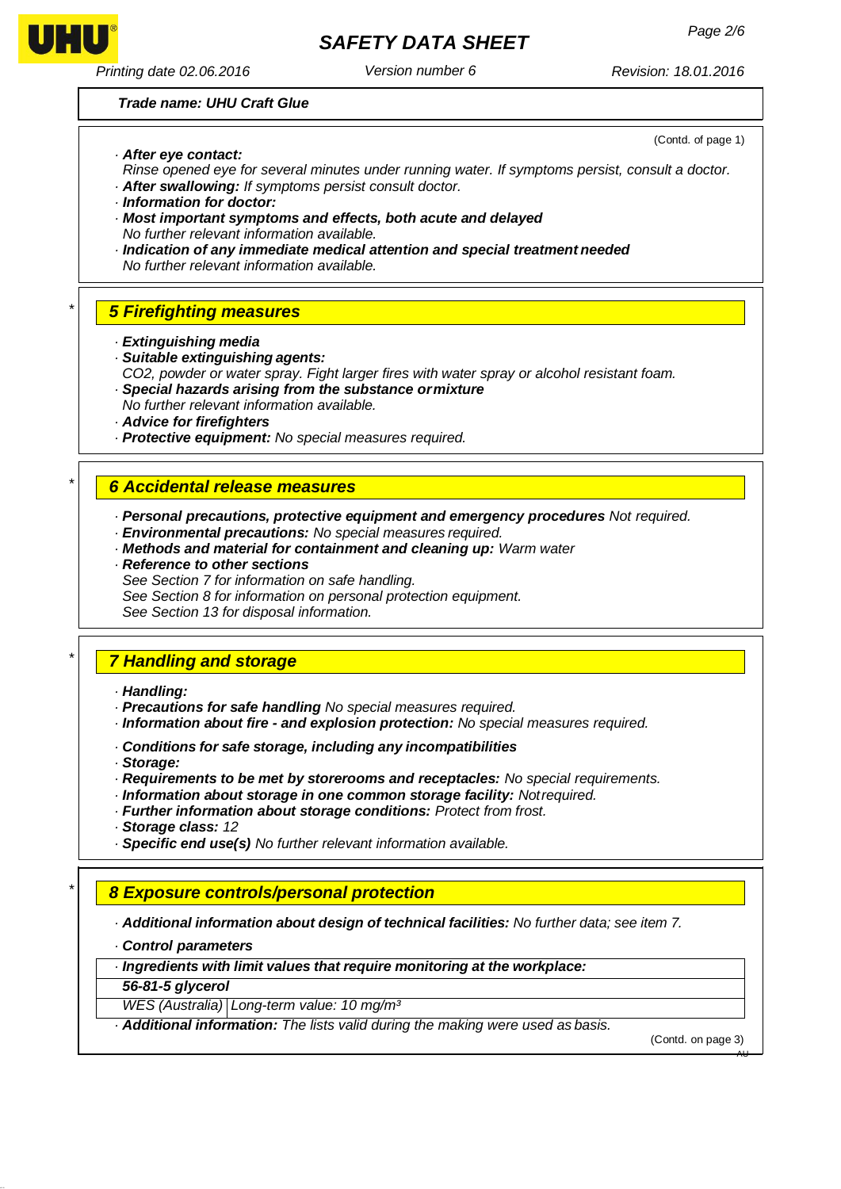**Trade name: UHU Craft Glue**

(Contd. of page 1)

· **After eye contact:**
Rinse opened eye for several minutes under running water. If symptoms persist, consult a doctor.
· **After swallowing:** If symptoms persist consult doctor.
· **Information for doctor:**
· **Most important symptoms and effects, both acute and delayed**
No further relevant information available.
· **Indication of any immediate medical attention and special treatment needed**
No further relevant information available.

## * 5 Firefighting measures

· **Extinguishing media**
· **Suitable extinguishing agents:**
$CO_2$, powder or water spray. Fight larger fires with water spray or alcohol resistant foam.
· **Special hazards arising from the substance or mixture**
No further relevant information available.
· **Advice for firefighters**
· **Protective equipment:** No special measures required.

## * 6 Accidental release measures

· **Personal precautions, protective equipment and emergency procedures** Not required.
· **Environmental precautions:** No special measures required.
· **Methods and material for containment and cleaning up:** Warm water
· **Reference to other sections**
See Section 7 for information on safe handling.
See Section 8 for information on personal protection equipment.
See Section 13 for disposal information.

## * 7 Handling and storage

· **Handling:**
· **Precautions for safe handling** No special measures required.
· **Information about fire - and explosion protection:** No special measures required.

· **Conditions for safe storage, including any incompatibilities**
· **Storage:**
· **Requirements to be met by storerooms and receptacles:** No special requirements.
· **Information about storage in one common storage facility:** Not required.
· **Further information about storage conditions:** Protect from frost.
· **Storage class:** 12
· **Specific end use(s)** No further relevant information available.

## * 8 Exposure controls/personal protection

· **Additional information about design of technical facilities:** No further data; see item 7.

· **Control parameters**

| · **Ingredients with limit values that require monitoring at the workplace:** | |
|---|---|
| **56-81-5 glycerol** | |
| WES (Australia) | Long-term value: 10 mg/m³ |

· **Additional information:** The lists valid during the making were used as basis.

(Contd. on page 3)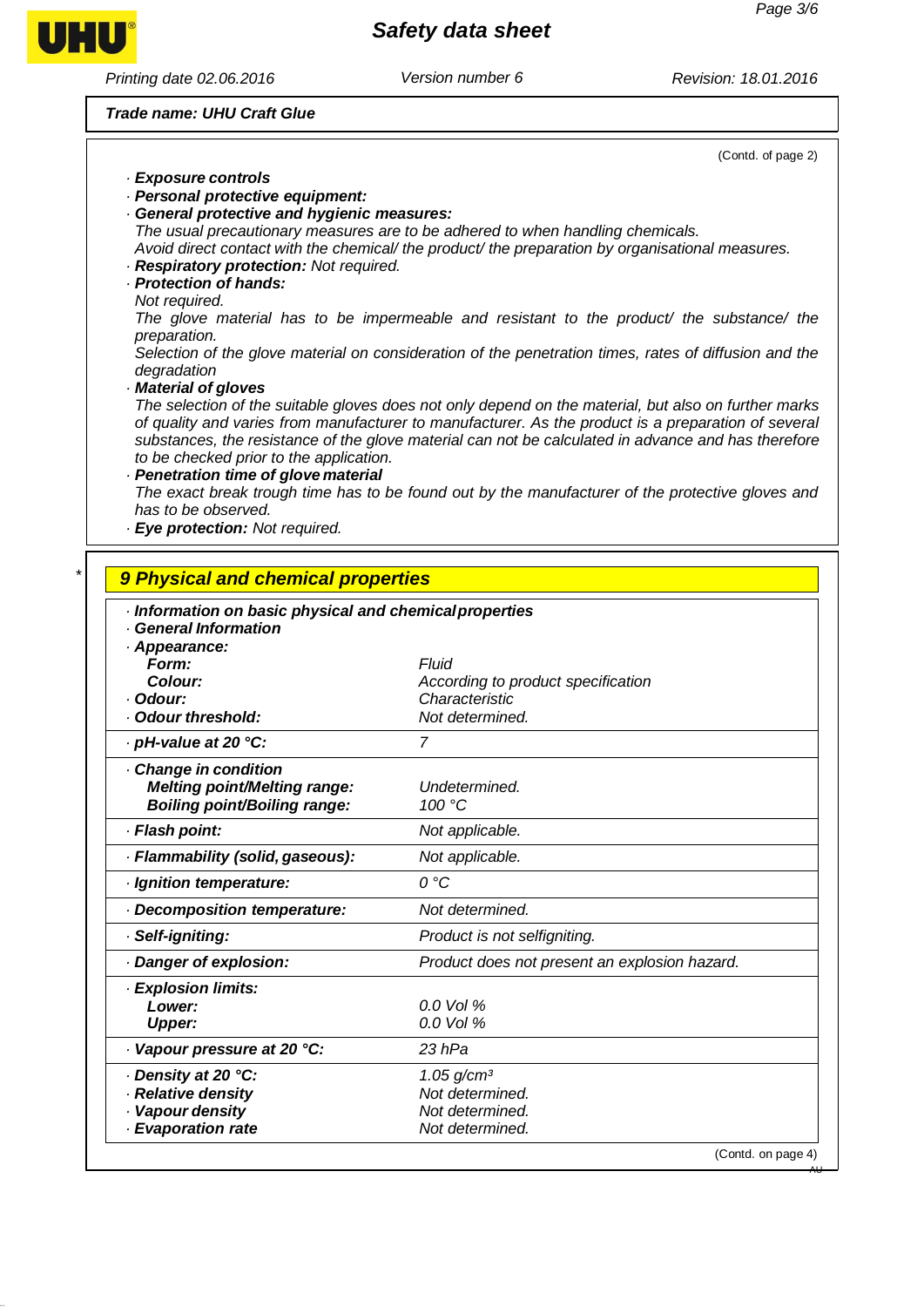Trade name: UHU Craft Glue

(Contd. of page 2)

· **Exposure controls**
· **Personal protective equipment:**
· **General protective and hygienic measures:**
The usual precautionary measures are to be adhered to when handling chemicals.
Avoid direct contact with the chemical/ the product/ the preparation by organisational measures.
· **Respiratory protection:** Not required.
· **Protection of hands:**
Not required.
The glove material has to be impermeable and resistant to the product/ the substance/ the preparation.
Selection of the glove material on consideration of the penetration times, rates of diffusion and the degradation
· **Material of gloves**
The selection of the suitable gloves does not only depend on the material, but also on further marks of quality and varies from manufacturer to manufacturer. As the product is a preparation of several substances, the resistance of the glove material can not be calculated in advance and has therefore to be checked prior to the application.
· **Penetration time of glove material**
The exact break trough time has to be found out by the manufacturer of the protective gloves and has to be observed.
· **Eye protection:** Not required.

## 9 Physical and chemical properties

| · **Information on basic physical and chemical properties** | |
|---|---|
| · **General Information** | |
| · **Appearance:** | |
| **Form:** | Fluid |
| **Colour:** | According to product specification |
| · **Odour:** | Characteristic |
| · **Odour threshold:** | Not determined. |
| · **pH-value at 20 °C:** | 7 |
| · **Change in condition** | |
| **Melting point/Melting range:** | Undetermined. |
| **Boiling point/Boiling range:** | 100 °C |
| · **Flash point:** | Not applicable. |
| · **Flammability (solid, gaseous):** | Not applicable. |
| · **Ignition temperature:** | 0 °C |
| · **Decomposition temperature:** | Not determined. |
| · **Self-igniting:** | Product is not selfigniting. |
| · **Danger of explosion:** | Product does not present an explosion hazard. |
| · **Explosion limits:** | |
| **Lower:** | 0.0 Vol % |
| **Upper:** | 0.0 Vol % |
| · **Vapour pressure at 20 °C:** | 23 hPa |
| · **Density at 20 °C:** | 1.05 g/cm³ |
| · **Relative density** | Not determined. |
| · **Vapour density** | Not determined. |
| · **Evaporation rate** | Not determined. |

(Contd. on page 4)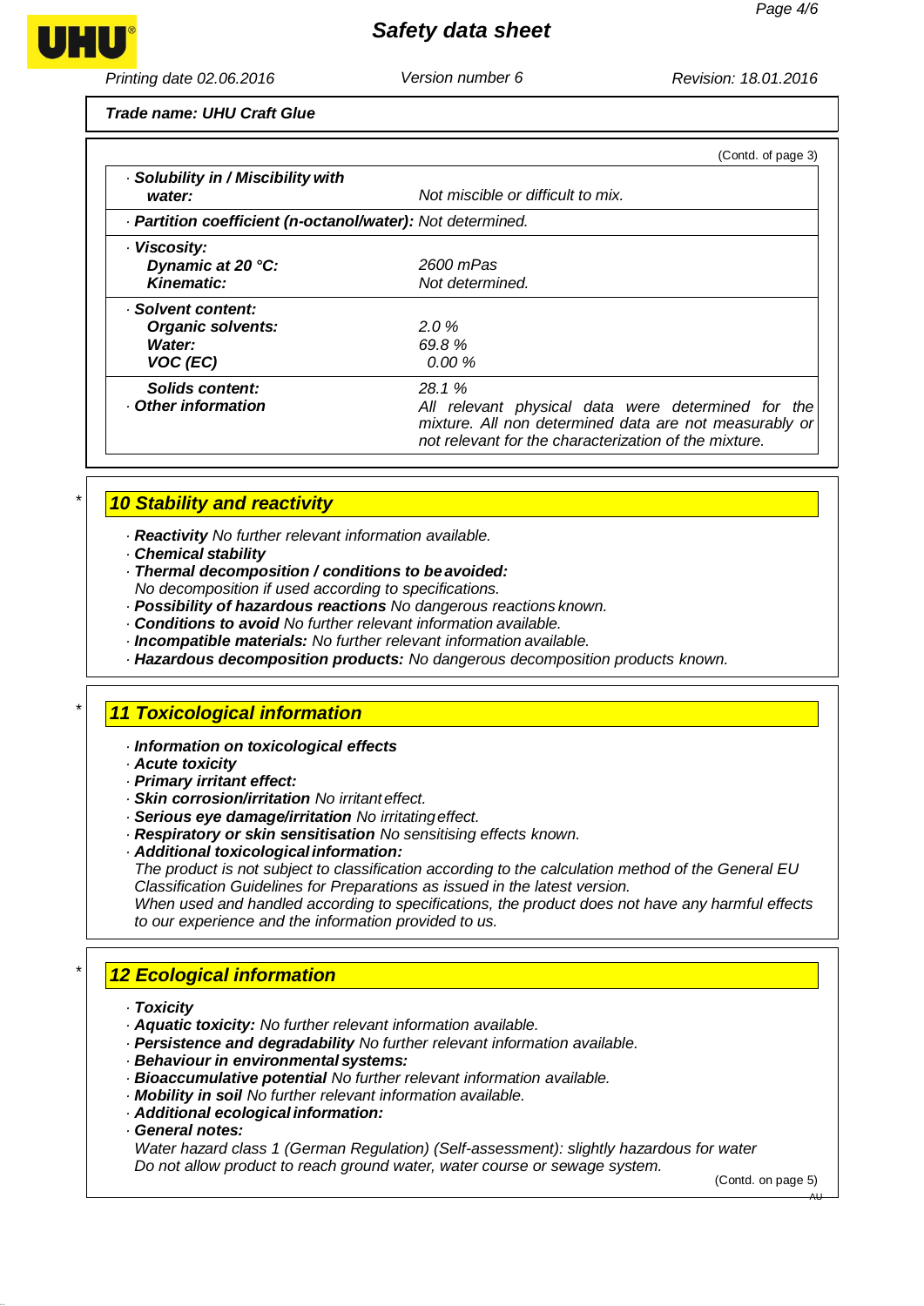**Trade name: UHU Craft Glue**

(Contd. of page 3)

| | |
|---|---|
| · **Solubility in / Miscibility with water:** | Not miscible or difficult to mix. |
| · **Partition coefficient (n-octanol/water):** | Not determined. |
| · **Viscosity:** | |
| **Dynamic at 20 °C:** | 2600 mPas |
| **Kinematic:** | Not determined. |
| · **Solvent content:** | |
| **Organic solvents:** | 2.0 % |
| **Water:** | 69.8 % |
| **VOC (EC)** | 0.00 % |
| **Solids content:** | 28.1 % |
| · **Other information** | All relevant physical data were determined for the mixture. All non determined data are not measurably or not relevant for the characterization of the mixture. |

## 10 Stability and reactivity

- · **Reactivity** No further relevant information available.
- · **Chemical stability**
- · **Thermal decomposition / conditions to be avoided:**
  No decomposition if used according to specifications.
- · **Possibility of hazardous reactions** No dangerous reactions known.
- · **Conditions to avoid** No further relevant information available.
- · **Incompatible materials:** No further relevant information available.
- · **Hazardous decomposition products:** No dangerous decomposition products known.

## 11 Toxicological information

- · **Information on toxicological effects**
- · **Acute toxicity**
- · **Primary irritant effect:**
- · **Skin corrosion/irritation** No irritant effect.
- · **Serious eye damage/irritation** No irritating effect.
- · **Respiratory or skin sensitisation** No sensitising effects known.
- · **Additional toxicological information:**
  The product is not subject to classification according to the calculation method of the General EU Classification Guidelines for Preparations as issued in the latest version.
  When used and handled according to specifications, the product does not have any harmful effects to our experience and the information provided to us.

## 12 Ecological information

- · **Toxicity**
- · **Aquatic toxicity:** No further relevant information available.
- · **Persistence and degradability** No further relevant information available.
- · **Behaviour in environmental systems:**
- · **Bioaccumulative potential** No further relevant information available.
- · **Mobility in soil** No further relevant information available.
- · **Additional ecological information:**
- · **General notes:**
  Water hazard class 1 (German Regulation) (Self-assessment): slightly hazardous for water
  Do not allow product to reach ground water, water course or sewage system.

(Contd. on page 5)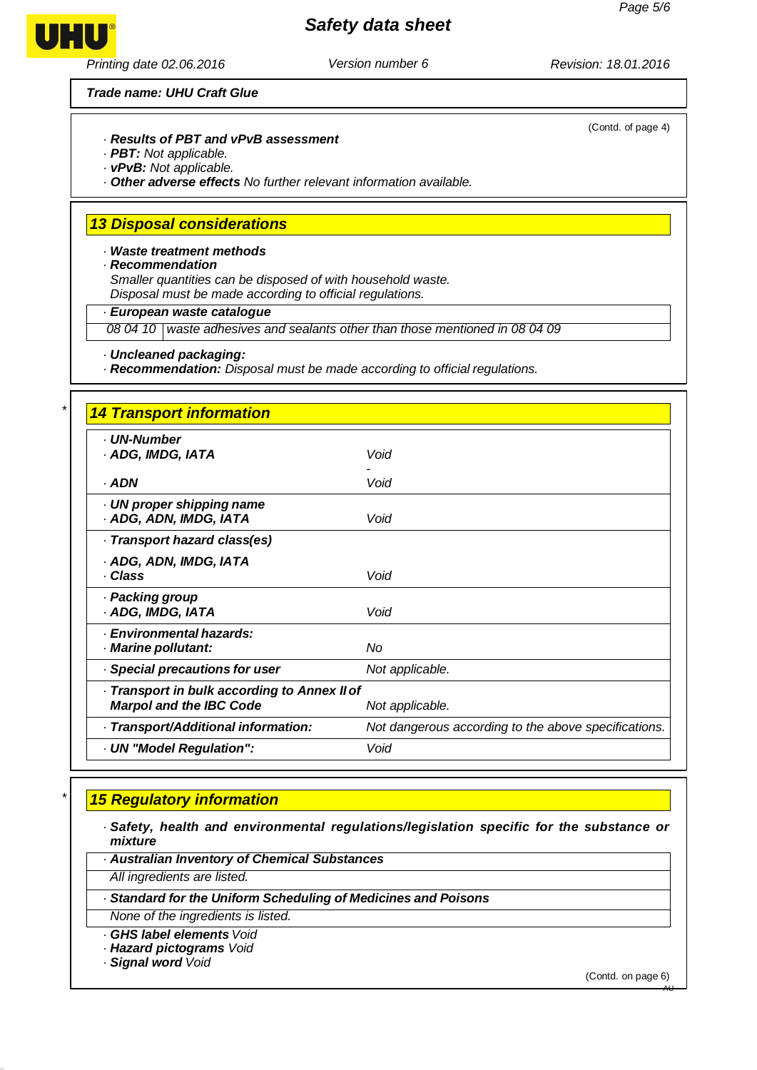**Trade name: UHU Craft Glue**

(Contd. of page 4)

· **Results of PBT and vPvB assessment**
· **PBT:** Not applicable.
· **vPvB:** Not applicable.
· **Other adverse effects** No further relevant information available.

## 13 Disposal considerations

· **Waste treatment methods**
· **Recommendation**
Smaller quantities can be disposed of with household waste.
Disposal must be made according to official regulations.

· **European waste catalogue**

| | |
|---|---|
| 08 04 10 | waste adhesives and sealants other than those mentioned in 08 04 09 |

· **Uncleaned packaging:**
· **Recommendation:** Disposal must be made according to official regulations.

## * 14 Transport information

| | |
|---|---|
| · **UN-Number** | |
| · **ADG, IMDG, IATA** | Void |
| | - |
| · **ADN** | Void |
| · **UN proper shipping name** | |
| · **ADG, ADN, IMDG, IATA** | Void |
| · **Transport hazard class(es)** | |
| · **ADG, ADN, IMDG, IATA** | |
| · **Class** | Void |
| · **Packing group** | |
| · **ADG, IMDG, IATA** | Void |
| · **Environmental hazards:** | |
| · **Marine pollutant:** | No |
| · **Special precautions for user** | Not applicable. |
| · **Transport in bulk according to Annex II of Marpol and the IBC Code** | Not applicable. |
| · **Transport/Additional information:** | Not dangerous according to the above specifications. |
| · **UN "Model Regulation":** | Void |

## * 15 Regulatory information

· **Safety, health and environmental regulations/legislation specific for the substance or mixture**

· **Australian Inventory of Chemical Substances**
All ingredients are listed.

· **Standard for the Uniform Scheduling of Medicines and Poisons**
None of the ingredients is listed.

· **GHS label elements** Void
· **Hazard pictograms** Void
· **Signal word** Void

(Contd. on page 6)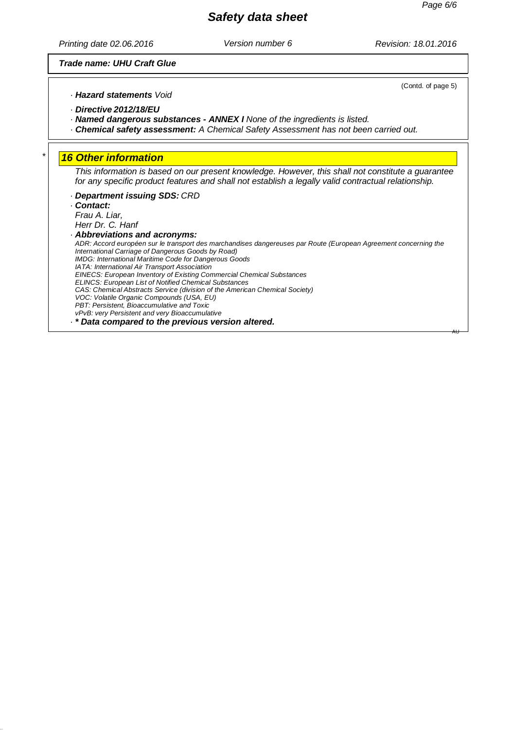**Trade name: UHU Craft Glue**

(Contd. of page 5)

· **Hazard statements** Void

· **Directive 2012/18/EU**

· **Named dangerous substances - ANNEX I** None of the ingredients is listed.

· **Chemical safety assessment:** A Chemical Safety Assessment has not been carried out.

## * 16 Other information

This information is based on our present knowledge. However, this shall not constitute a guarantee for any specific product features and shall not establish a legally valid contractual relationship.

· **Department issuing SDS:** CRD

· **Contact:**
Frau A. Liar,
Herr Dr. C. Hanf

· **Abbreviations and acronyms:**
ADR: Accord européen sur le transport des marchandises dangereuses par Route (European Agreement concerning the International Carriage of Dangerous Goods by Road)
IMDG: International Maritime Code for Dangerous Goods
IATA: International Air Transport Association
EINECS: European Inventory of Existing Commercial Chemical Substances
ELINCS: European List of Notified Chemical Substances
CAS: Chemical Abstracts Service (division of the American Chemical Society)
VOC: Volatile Organic Compounds (USA, EU)
PBT: Persistent, Bioaccumulative and Toxic
vPvB: very Persistent and very Bioaccumulative

· *** Data compared to the previous version altered.**

AU